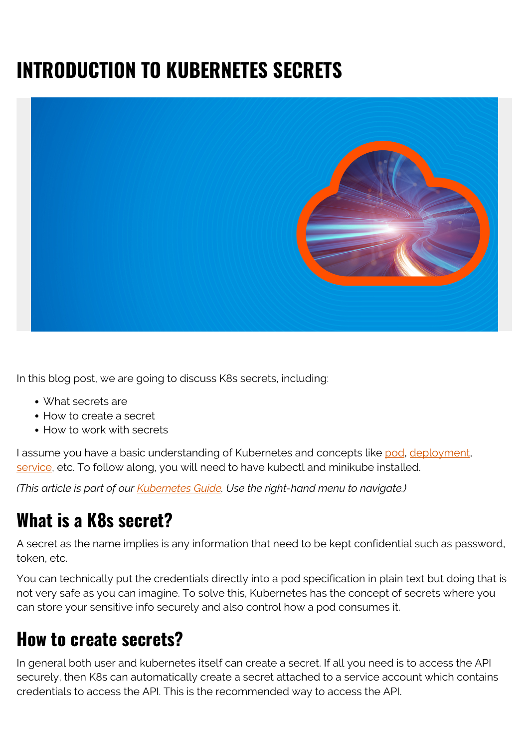# INTRODUCTION TO KUBERNETES SECRETS

In this blog post, we are going to discuss K8s secrets, including:

- What secrets are
- How to create a secret
- How to work with secrets

I assume you have a basic understanding of Kubernetes and concepts like pod, deployment, service, etc. To follow along, you will need to have kubectl and minikube installed.

*(This article is part of our Kubernetes Guide. Use the right-hand menu to navigate.)*

## What is a K8s secret?

A secret as the name implies is any information that need to be kept confidential such as password, token, etc.

You can technically put the credentials directly into a pod specification in plain text but doing that is not very safe as you can imagine. To solve this, Kubernetes has the concept of secrets where you can store your sensitive info securely and also control how a pod consumes it.

## How to create secrets?

In general both user and kubernetes itself can create a secret. If all you need is to access the API securely, then K8s can automatically create a secret attached to a service account which contains credentials to access the API. This is the recommended way to access the API.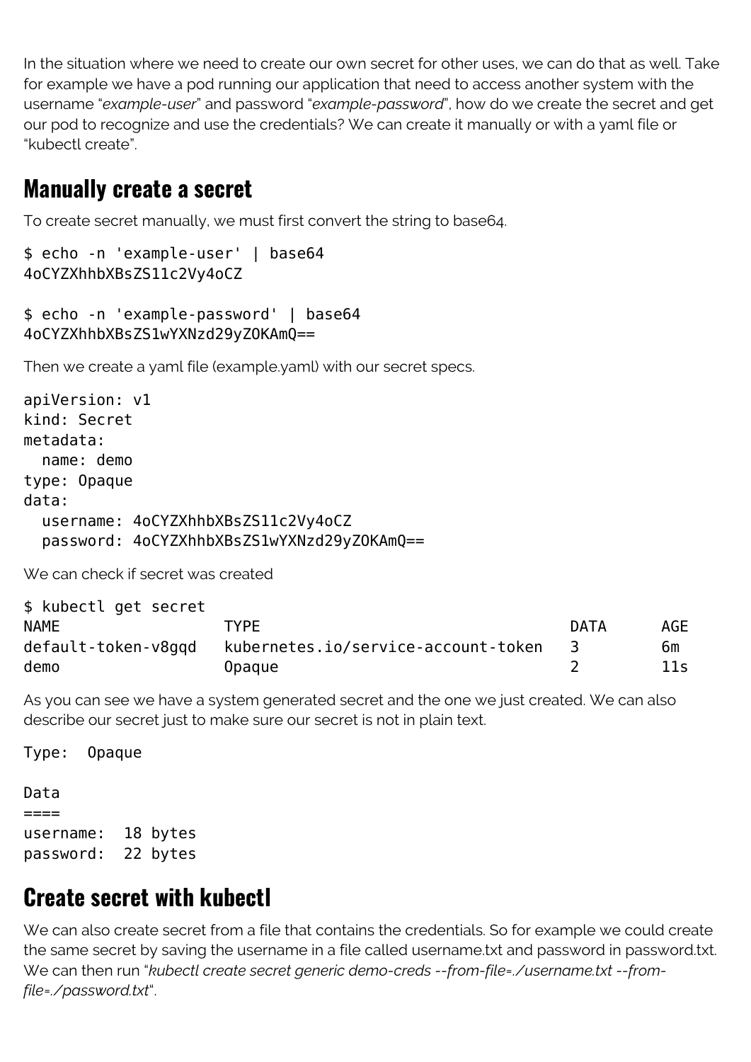In the situation where we need to create our own secret for other uses, we can do that as well. Take for example we have a pod running our application that need to access another system with the username "*example-user*" and password "*example-password*", how do we create the secret and get our pod to recognize and use the credentials? We can create it manually or with a yaml file or "kubectl create".

## Manually create a secret

To create secret manually, we must first convert the string to base64.

```
$ echo -n 'example-user' | base64
4oCYZXhhbXBsZS11c2Vy4oCZ

$ echo -n 'example-password' | base64
4oCYZXhhbXBsZS1wYXNzd29yZOKAmQ==
```

Then we create a yaml file (example.yaml) with our secret specs.

```
apiVersion: v1
kind: Secret
metadata:
  name: demo
type: Opaque
data:
  username: 4oCYZXhhbXBsZS11c2Vy4oCZ
  password: 4oCYZXhhbXBsZS1wYXNzd29yZOKAmQ==
```

We can check if secret was created

```
$ kubectl get secret
NAME                  TYPE                                  DATA      AGE
default-token-v8gqd   kubernetes.io/service-account-token   3         6m
demo                  Opaque                                2         11s
```

As you can see we have a system generated secret and the one we just created. We can also describe our secret just to make sure our secret is not in plain text.

```
Type:  Opaque

Data
====
username:  18 bytes
password:  22 bytes
```

## Create secret with kubectl

We can also create secret from a file that contains the credentials. So for example we could create the same secret by saving the username in a file called username.txt and password in password.txt. We can then run "*kubectl create secret generic demo-creds --from-file=./username.txt --from-file=./password.txt*".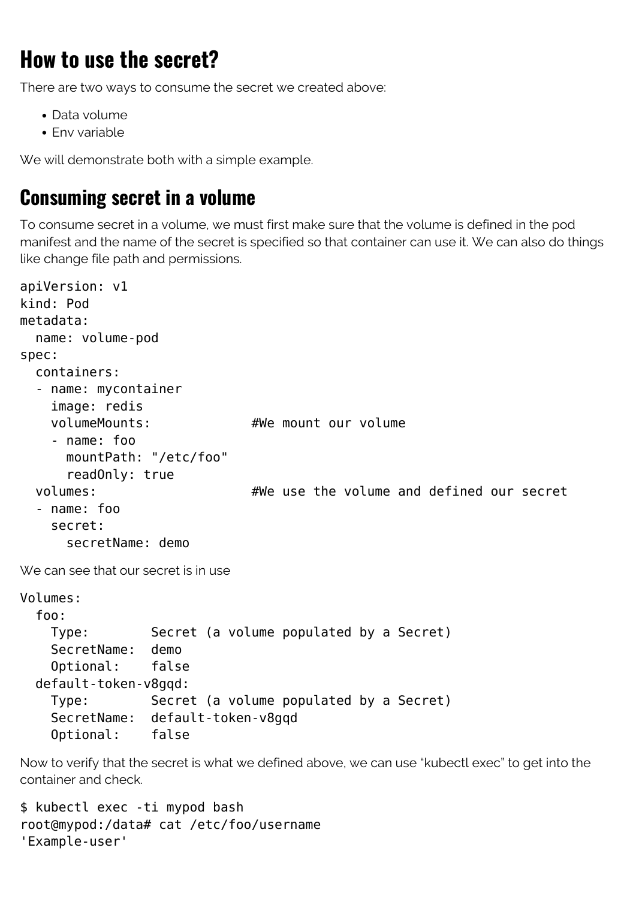# How to use the secret?

There are two ways to consume the secret we created above:

- Data volume
- Env variable

We will demonstrate both with a simple example.

## Consuming secret in a volume

To consume secret in a volume, we must first make sure that the volume is defined in the pod manifest and the name of the secret is specified so that container can use it. We can also do things like change file path and permissions.

```
apiVersion: v1
kind: Pod
metadata:
  name: volume-pod
spec:
  containers:
  - name: mycontainer
    image: redis
    volumeMounts:             #We mount our volume
    - name: foo
      mountPath: "/etc/foo"
      readOnly: true
  volumes:                    #We use the volume and defined our secret
  - name: foo
    secret:
      secretName: demo
```

We can see that our secret is in use

```
Volumes:
  foo:
    Type:        Secret (a volume populated by a Secret)
    SecretName:  demo
    Optional:    false
  default-token-v8gqd:
    Type:        Secret (a volume populated by a Secret)
    SecretName:  default-token-v8gqd
    Optional:    false
```

Now to verify that the secret is what we defined above, we can use “kubectl exec” to get into the container and check.

```
$ kubectl exec -ti mypod bash
root@mypod:/data# cat /etc/foo/username
'Example-user'
```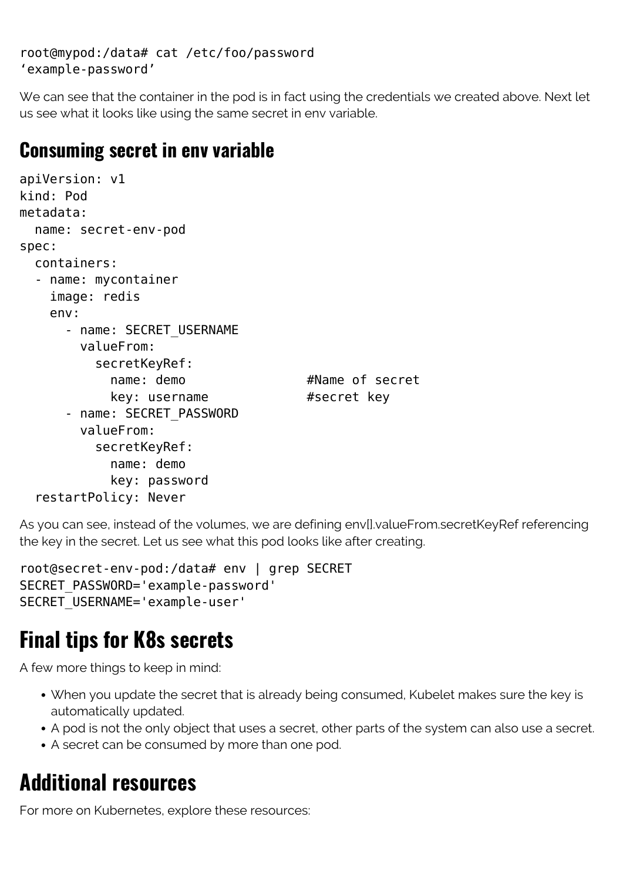```
root@mypod:/data# cat /etc/foo/password
'example-password'
```

We can see that the container in the pod is in fact using the credentials we created above. Next let us see what it looks like using the same secret in env variable.

## Consuming secret in env variable

```
apiVersion: v1
kind: Pod
metadata:
  name: secret-env-pod
spec:
  containers:
  - name: mycontainer
    image: redis
    env:
      - name: SECRET_USERNAME
        valueFrom:
          secretKeyRef:
            name: demo               #Name of secret
            key: username            #secret key
      - name: SECRET_PASSWORD
        valueFrom:
          secretKeyRef:
            name: demo
            key: password
  restartPolicy: Never
```

As you can see, instead of the volumes, we are defining env[].valueFrom.secretKeyRef referencing the key in the secret. Let us see what this pod looks like after creating.

```
root@secret-env-pod:/data# env | grep SECRET
SECRET_PASSWORD='example-password'
SECRET_USERNAME='example-user'
```

# Final tips for K8s secrets

A few more things to keep in mind:

- When you update the secret that is already being consumed, Kubelet makes sure the key is automatically updated.
- A pod is not the only object that uses a secret, other parts of the system can also use a secret.
- A secret can be consumed by more than one pod.

# Additional resources

For more on Kubernetes, explore these resources: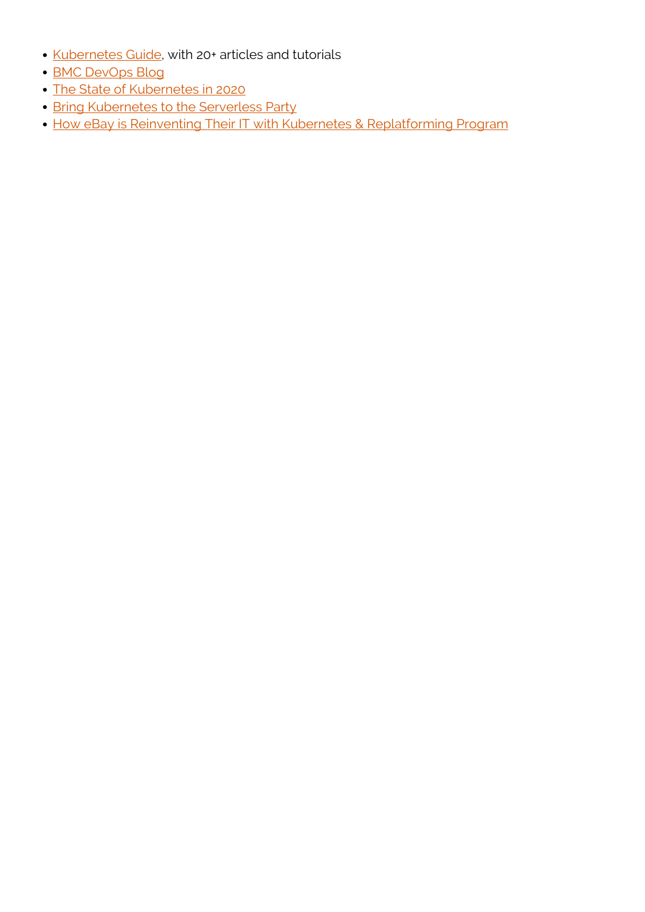- Kubernetes Guide, with 20+ articles and tutorials
- BMC DevOps Blog
- The State of Kubernetes in 2020
- Bring Kubernetes to the Serverless Party
- How eBay is Reinventing Their IT with Kubernetes & Replatforming Program